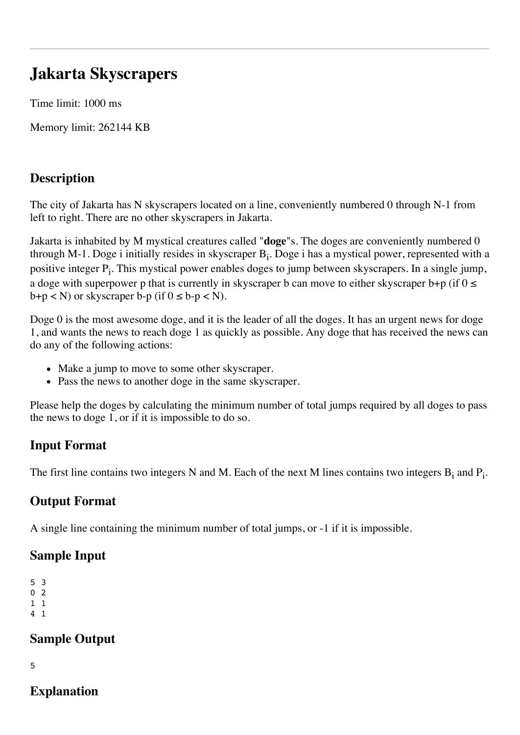# Jakarta Skyscrapers

Time limit: 1000 ms

Memory limit: 262144 KB

## Description

The city of Jakarta has N skyscrapers located on a line, conveniently numbered 0 through N-1 from left to right. There are no other skyscrapers in Jakarta.

Jakarta is inhabited by M mystical creatures called "**doge**"s. The doges are conveniently numbered 0 through M-1. Doge i initially resides in skyscraper $B_i$. Doge i has a mystical power, represented with a positive integer $P_i$. This mystical power enables doges to jump between skyscrapers. In a single jump, a doge with superpower p that is currently in skyscraper b can move to either skyscraper b+p (if $0 \leq b+p < N$) or skyscraper b-p (if $0 \leq b-p < N$).

Doge 0 is the most awesome doge, and it is the leader of all the doges. It has an urgent news for doge 1, and wants the news to reach doge 1 as quickly as possible. Any doge that has received the news can do any of the following actions:

- Make a jump to move to some other skyscraper.
- Pass the news to another doge in the same skyscraper.

Please help the doges by calculating the minimum number of total jumps required by all doges to pass the news to doge 1, or if it is impossible to do so.

## Input Format

The first line contains two integers N and M. Each of the next M lines contains two integers $B_i$ and $P_i$.

## Output Format

A single line containing the minimum number of total jumps, or -1 if it is impossible.

## Sample Input

```
5 3
0 2
1 1
4 1
```

## Sample Output

```
5
```

## Explanation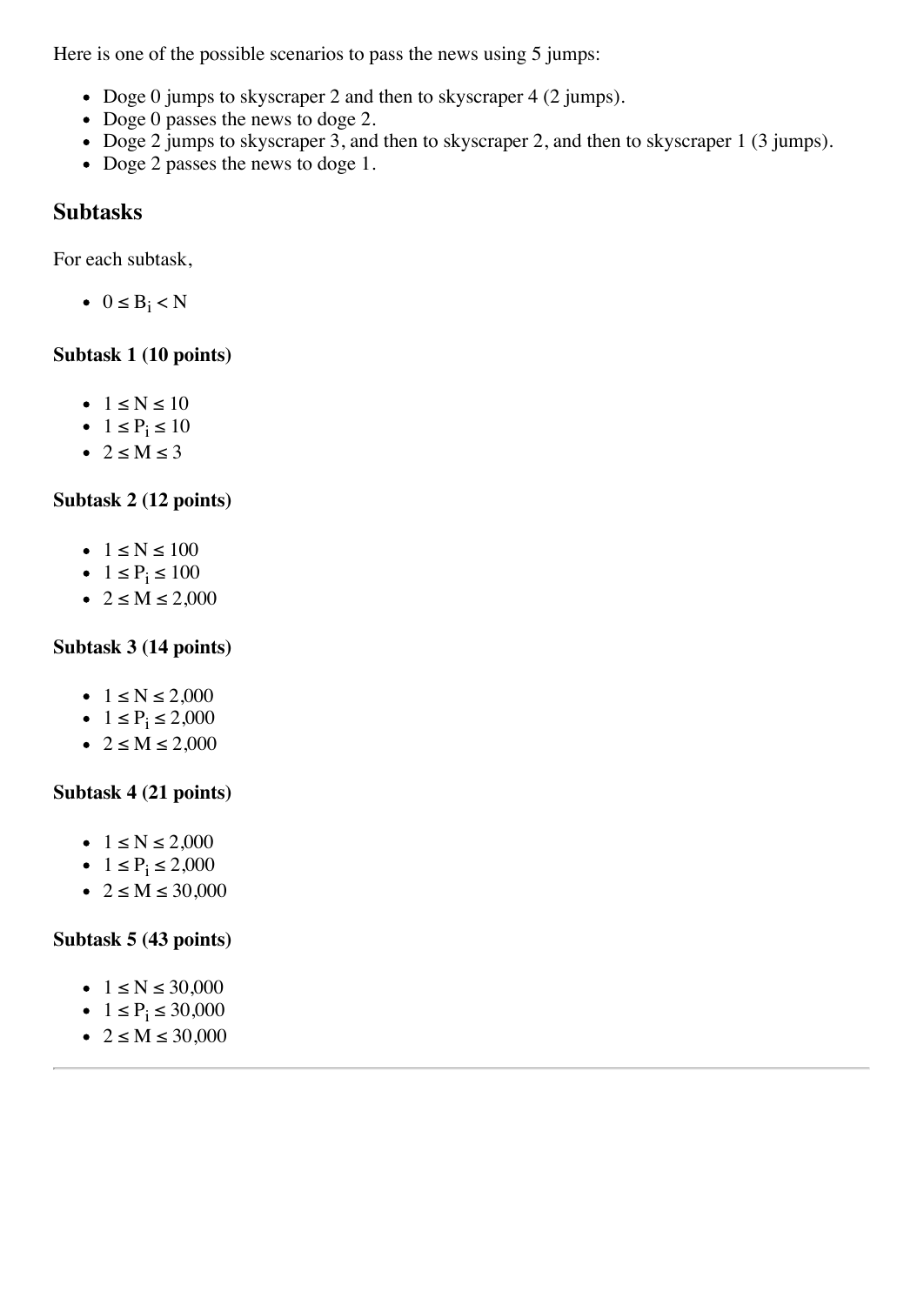Here is one of the possible scenarios to pass the news using 5 jumps:

- Doge 0 jumps to skyscraper 2 and then to skyscraper 4 (2 jumps).
- Doge 0 passes the news to doge 2.
- Doge 2 jumps to skyscraper 3, and then to skyscraper 2, and then to skyscraper 1 (3 jumps).
- Doge 2 passes the news to doge 1.

## Subtasks

For each subtask,

- $0 \le B_i < N$

### Subtask 1 (10 points)

- $1 \le N \le 10$
- $1 \le P_i \le 10$
- $2 \le M \le 3$

### Subtask 2 (12 points)

- $1 \le N \le 100$
- $1 \le P_i \le 100$
- $2 \le M \le 2{,}000$

### Subtask 3 (14 points)

- $1 \le N \le 2{,}000$
- $1 \le P_i \le 2{,}000$
- $2 \le M \le 2{,}000$

### Subtask 4 (21 points)

- $1 \le N \le 2{,}000$
- $1 \le P_i \le 2{,}000$
- $2 \le M \le 30{,}000$

### Subtask 5 (43 points)

- $1 \le N \le 30{,}000$
- $1 \le P_i \le 30{,}000$
- $2 \le M \le 30{,}000$